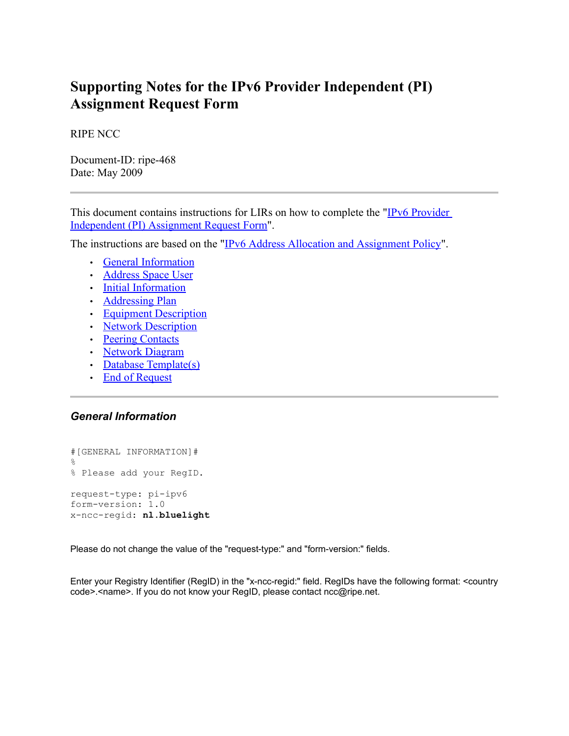# Supporting Notes for the IPv6 Provider Independent (PI) Assignment Request Form

RIPE NCC

Document-ID: ripe-468
Date: May 2009

---

This document contains instructions for LIRs on how to complete the "IPv6 Provider Independent (PI) Assignment Request Form".

The instructions are based on the "IPv6 Address Allocation and Assignment Policy".

- General Information
- Address Space User
- Initial Information
- Addressing Plan
- Equipment Description
- Network Description
- Peering Contacts
- Network Diagram
- Database Template(s)
- End of Request

---

### *General Information*

```
#[GENERAL INFORMATION]#
%
% Please add your RegID.

request-type: pi-ipv6
form-version: 1.0
x-ncc-regid: nl.bluelight
```

Please do not change the value of the "request-type:" and "form-version:" fields.

Enter your Registry Identifier (RegID) in the "x-ncc-regid:" field. RegIDs have the following format: <country code>.<name>. If you do not know your RegID, please contact ncc@ripe.net.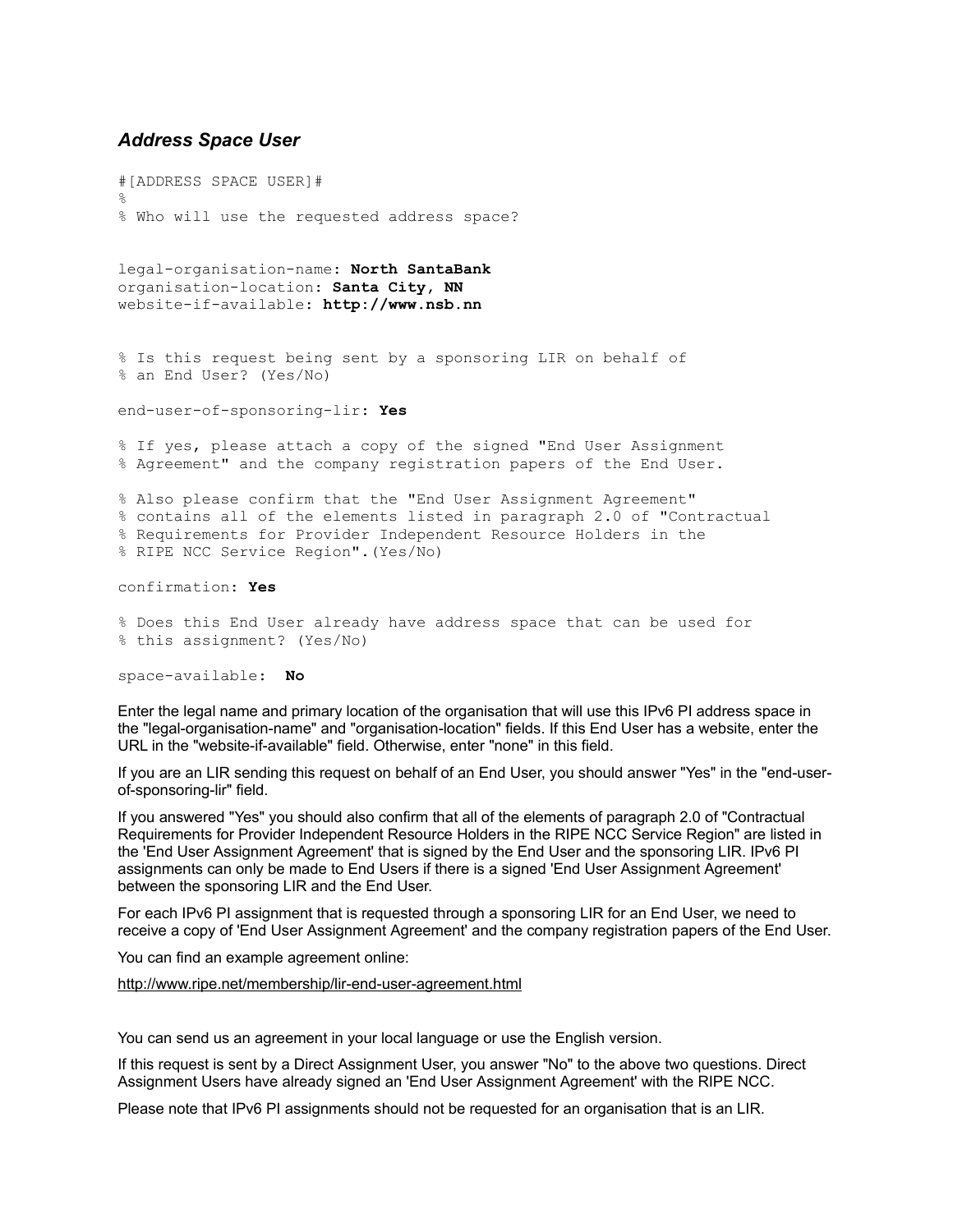### *Address Space User*

```
#[ADDRESS SPACE USER]#
%
% Who will use the requested address space?


legal-organisation-name: North SantaBank
organisation-location: Santa City, NN
website-if-available: http://www.nsb.nn


% Is this request being sent by a sponsoring LIR on behalf of
% an End User? (Yes/No)

end-user-of-sponsoring-lir: Yes

% If yes, please attach a copy of the signed "End User Assignment
% Agreement" and the company registration papers of the End User.

% Also please confirm that the "End User Assignment Agreement"
% contains all of the elements listed in paragraph 2.0 of "Contractual
% Requirements for Provider Independent Resource Holders in the
% RIPE NCC Service Region".(Yes/No)

confirmation: Yes

% Does this End User already have address space that can be used for
% this assignment? (Yes/No)

space-available:  No
```

Enter the legal name and primary location of the organisation that will use this IPv6 PI address space in the "legal-organisation-name" and "organisation-location" fields. If this End User has a website, enter the URL in the "website-if-available" field. Otherwise, enter "none" in this field.

If you are an LIR sending this request on behalf of an End User, you should answer "Yes" in the "end-user-of-sponsoring-lir" field.

If you answered "Yes" you should also confirm that all of the elements of paragraph 2.0 of "Contractual Requirements for Provider Independent Resource Holders in the RIPE NCC Service Region" are listed in the 'End User Assignment Agreement' that is signed by the End User and the sponsoring LIR. IPv6 PI assignments can only be made to End Users if there is a signed 'End User Assignment Agreement' between the sponsoring LIR and the End User.

For each IPv6 PI assignment that is requested through a sponsoring LIR for an End User, we need to receive a copy of 'End User Assignment Agreement' and the company registration papers of the End User.

You can find an example agreement online:

http://www.ripe.net/membership/lir-end-user-agreement.html

You can send us an agreement in your local language or use the English version.

If this request is sent by a Direct Assignment User, you answer "No" to the above two questions. Direct Assignment Users have already signed an 'End User Assignment Agreement' with the RIPE NCC.

Please note that IPv6 PI assignments should not be requested for an organisation that is an LIR.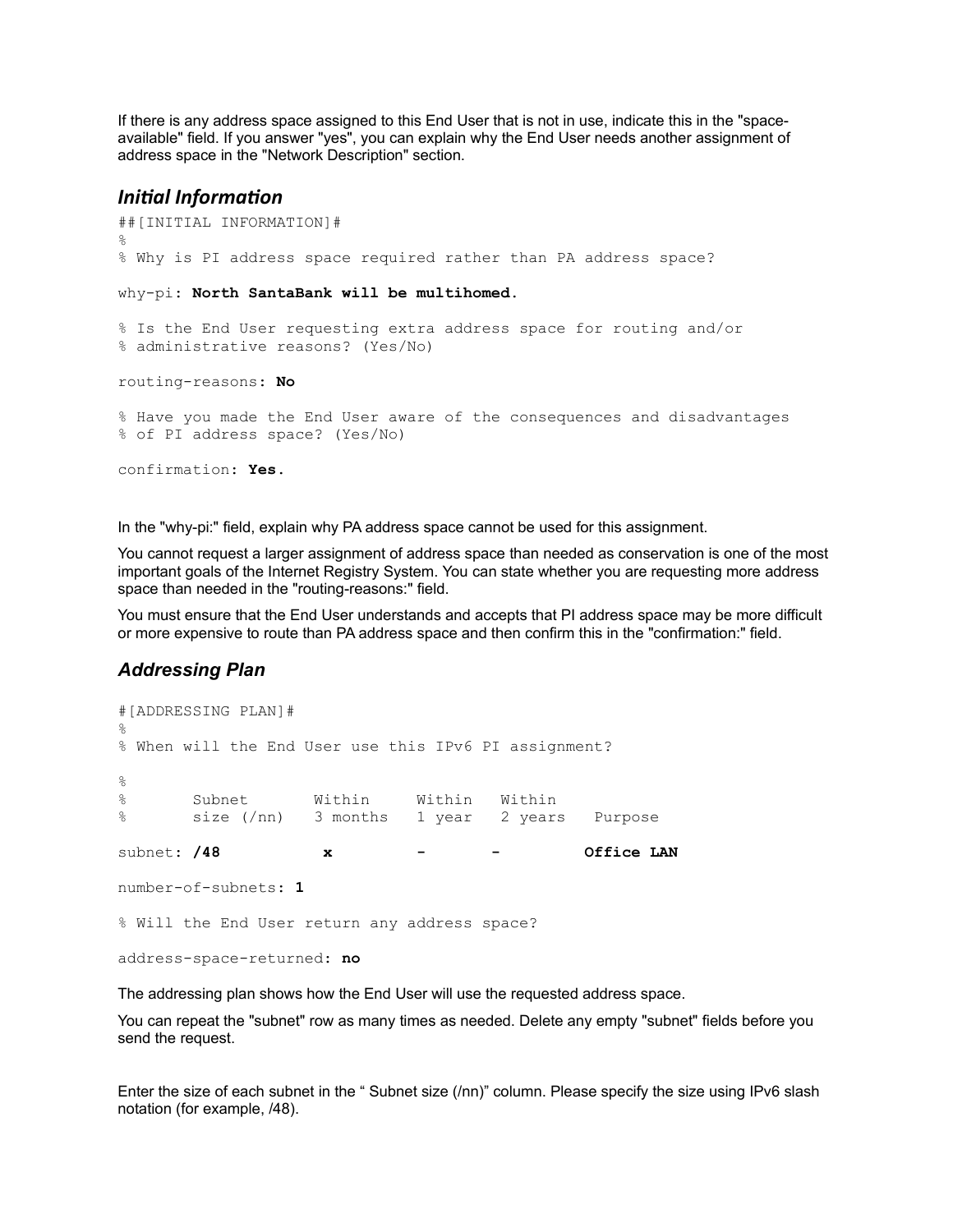If there is any address space assigned to this End User that is not in use, indicate this in the "space-available" field. If you answer "yes", you can explain why the End User needs another assignment of address space in the "Network Description" section.

### *Initial Information*

```
##[INITIAL INFORMATION]#
%
% Why is PI address space required rather than PA address space?

why-pi: North SantaBank will be multihomed.

% Is the End User requesting extra address space for routing and/or
% administrative reasons? (Yes/No)

routing-reasons: No

% Have you made the End User aware of the consequences and disadvantages
% of PI address space? (Yes/No)

confirmation: Yes.
```

In the "why-pi:" field, explain why PA address space cannot be used for this assignment.

You cannot request a larger assignment of address space than needed as conservation is one of the most important goals of the Internet Registry System. You can state whether you are requesting more address space than needed in the "routing-reasons:" field.

You must ensure that the End User understands and accepts that PI address space may be more difficult or more expensive to route than PA address space and then confirm this in the "confirmation:" field.

### *Addressing Plan*

```
#[ADDRESSING PLAN]#
%
% When will the End User use this IPv6 PI assignment?

%
%       Subnet       Within     Within   Within
%       size (/nn)   3 months   1 year   2 years   Purpose

subnet: /48           x         -        -         Office LAN

number-of-subnets: 1

% Will the End User return any address space?

address-space-returned: no
```

The addressing plan shows how the End User will use the requested address space.

You can repeat the "subnet" row as many times as needed. Delete any empty "subnet" fields before you send the request.

Enter the size of each subnet in the " Subnet size (/nn)" column. Please specify the size using IPv6 slash notation (for example, /48).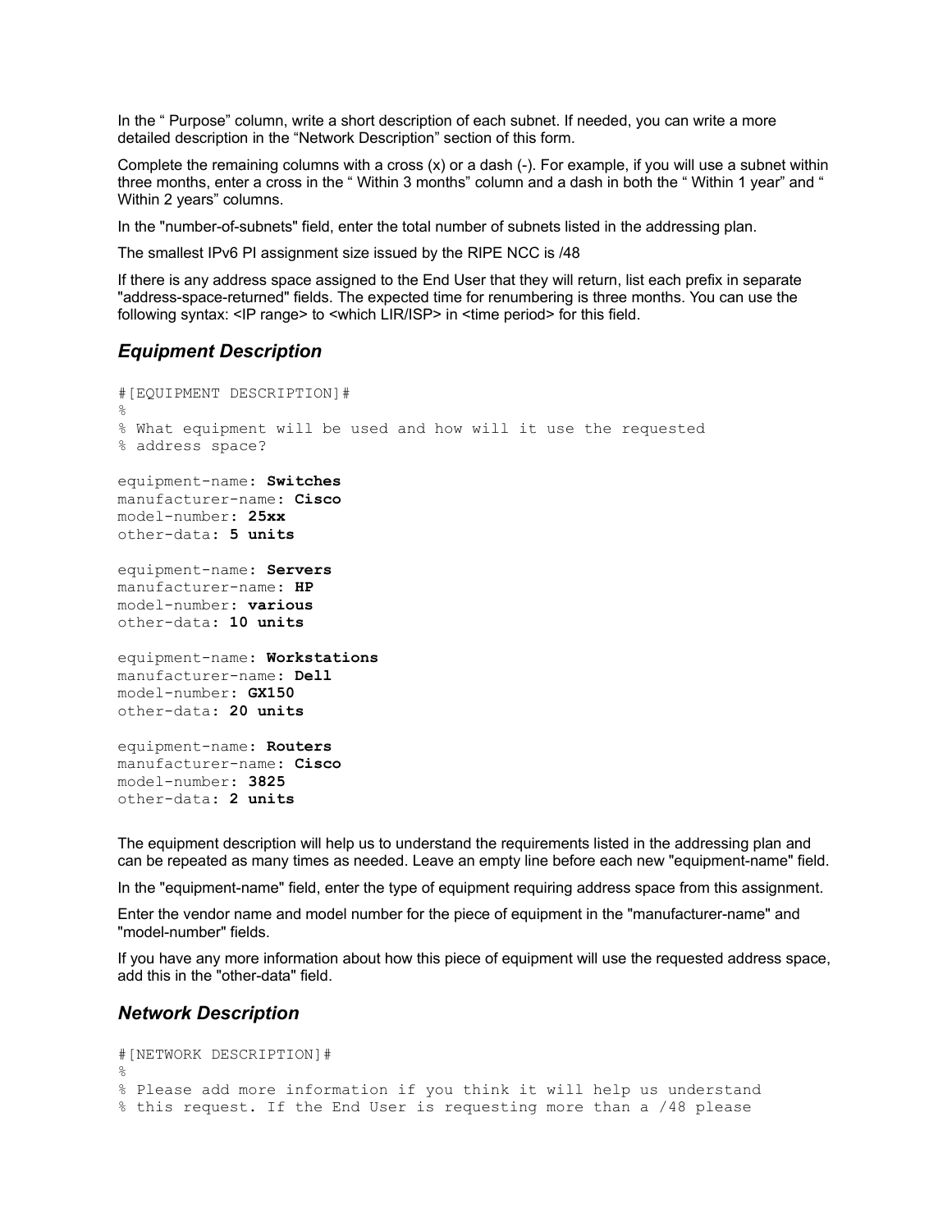In the " Purpose" column, write a short description of each subnet. If needed, you can write a more detailed description in the "Network Description" section of this form.

Complete the remaining columns with a cross (x) or a dash (-). For example, if you will use a subnet within three months, enter a cross in the " Within 3 months" column and a dash in both the " Within 1 year" and " Within 2 years" columns.

In the "number-of-subnets" field, enter the total number of subnets listed in the addressing plan.

The smallest IPv6 PI assignment size issued by the RIPE NCC is /48

If there is any address space assigned to the End User that they will return, list each prefix in separate "address-space-returned" fields. The expected time for renumbering is three months. You can use the following syntax: <IP range> to <which LIR/ISP> in <time period> for this field.

## *Equipment Description*

```
#[EQUIPMENT DESCRIPTION]#
%
% What equipment will be used and how will it use the requested
% address space?

equipment-name: Switches
manufacturer-name: Cisco
model-number: 25xx
other-data: 5 units

equipment-name: Servers
manufacturer-name: HP
model-number: various
other-data: 10 units

equipment-name: Workstations
manufacturer-name: Dell
model-number: GX150
other-data: 20 units

equipment-name: Routers
manufacturer-name: Cisco
model-number: 3825
other-data: 2 units
```

The equipment description will help us to understand the requirements listed in the addressing plan and can be repeated as many times as needed. Leave an empty line before each new "equipment-name" field.

In the "equipment-name" field, enter the type of equipment requiring address space from this assignment.

Enter the vendor name and model number for the piece of equipment in the "manufacturer-name" and "model-number" fields.

If you have any more information about how this piece of equipment will use the requested address space, add this in the "other-data" field.

## *Network Description*

```
#[NETWORK DESCRIPTION]#
%
% Please add more information if you think it will help us understand
% this request. If the End User is requesting more than a /48 please
```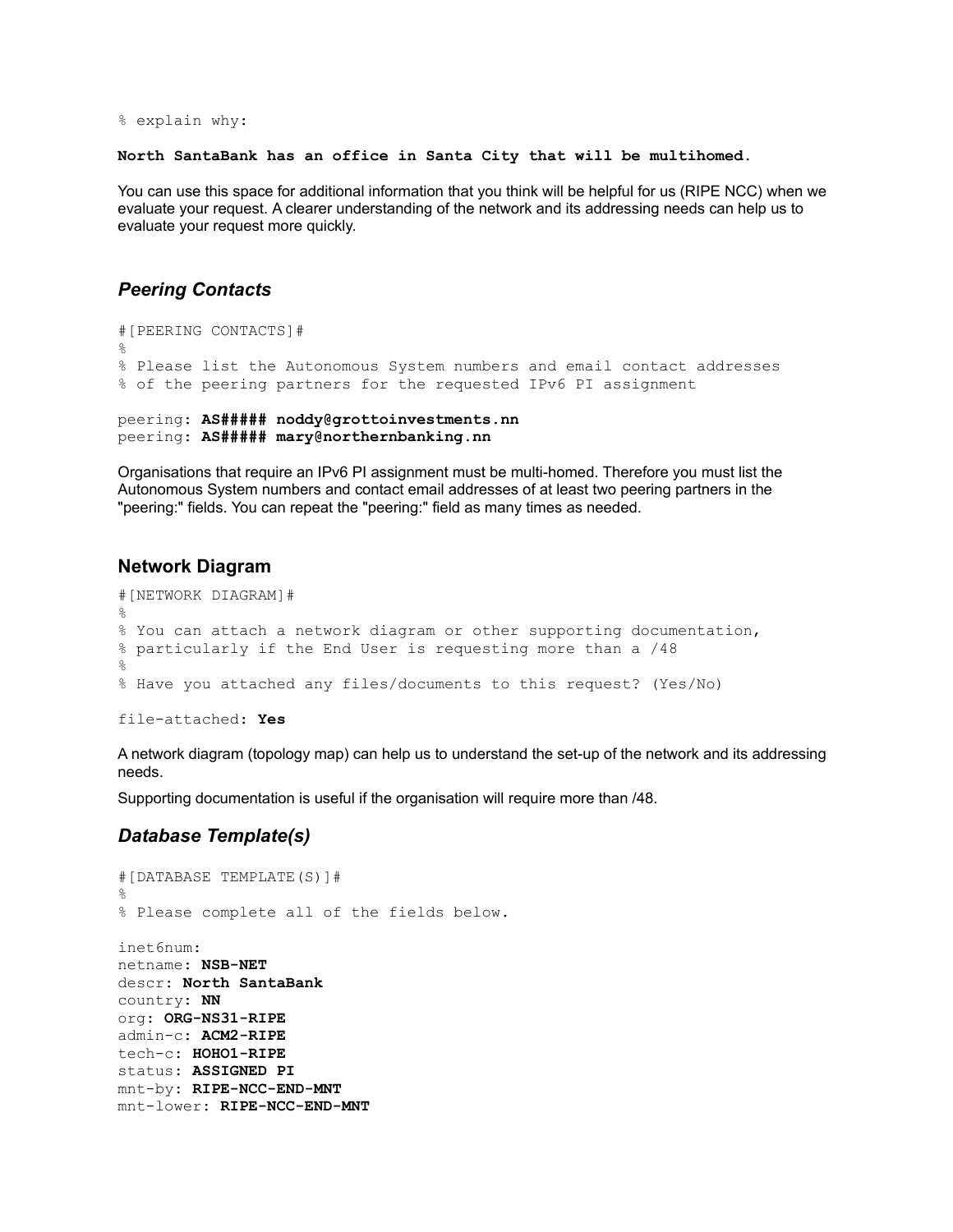```
% explain why:
```

**North SantaBank has an office in Santa City that will be multihomed.**

You can use this space for additional information that you think will be helpful for us (RIPE NCC) when we evaluate your request. A clearer understanding of the network and its addressing needs can help us to evaluate your request more quickly.

### *Peering Contacts*

```
#[PEERING CONTACTS]#
%
% Please list the Autonomous System numbers and email contact addresses
% of the peering partners for the requested IPv6 PI assignment

peering: AS##### noddy@grottoinvestments.nn
peering: AS##### mary@northernbanking.nn
```

Organisations that require an IPv6 PI assignment must be multi-homed. Therefore you must list the Autonomous System numbers and contact email addresses of at least two peering partners in the "peering:" fields. You can repeat the "peering:" field as many times as needed.

### Network Diagram

```
#[NETWORK DIAGRAM]#
%
% You can attach a network diagram or other supporting documentation,
% particularly if the End User is requesting more than a /48
%
% Have you attached any files/documents to this request? (Yes/No)

file-attached: Yes
```

A network diagram (topology map) can help us to understand the set-up of the network and its addressing needs.

Supporting documentation is useful if the organisation will require more than /48.

### *Database Template(s)*

```
#[DATABASE TEMPLATE(S)]#
%
% Please complete all of the fields below.

inet6num:
netname: NSB-NET
descr: North SantaBank
country: NN
org: ORG-NS31-RIPE
admin-c: ACM2-RIPE
tech-c: HOHO1-RIPE
status: ASSIGNED PI
mnt-by: RIPE-NCC-END-MNT
mnt-lower: RIPE-NCC-END-MNT
```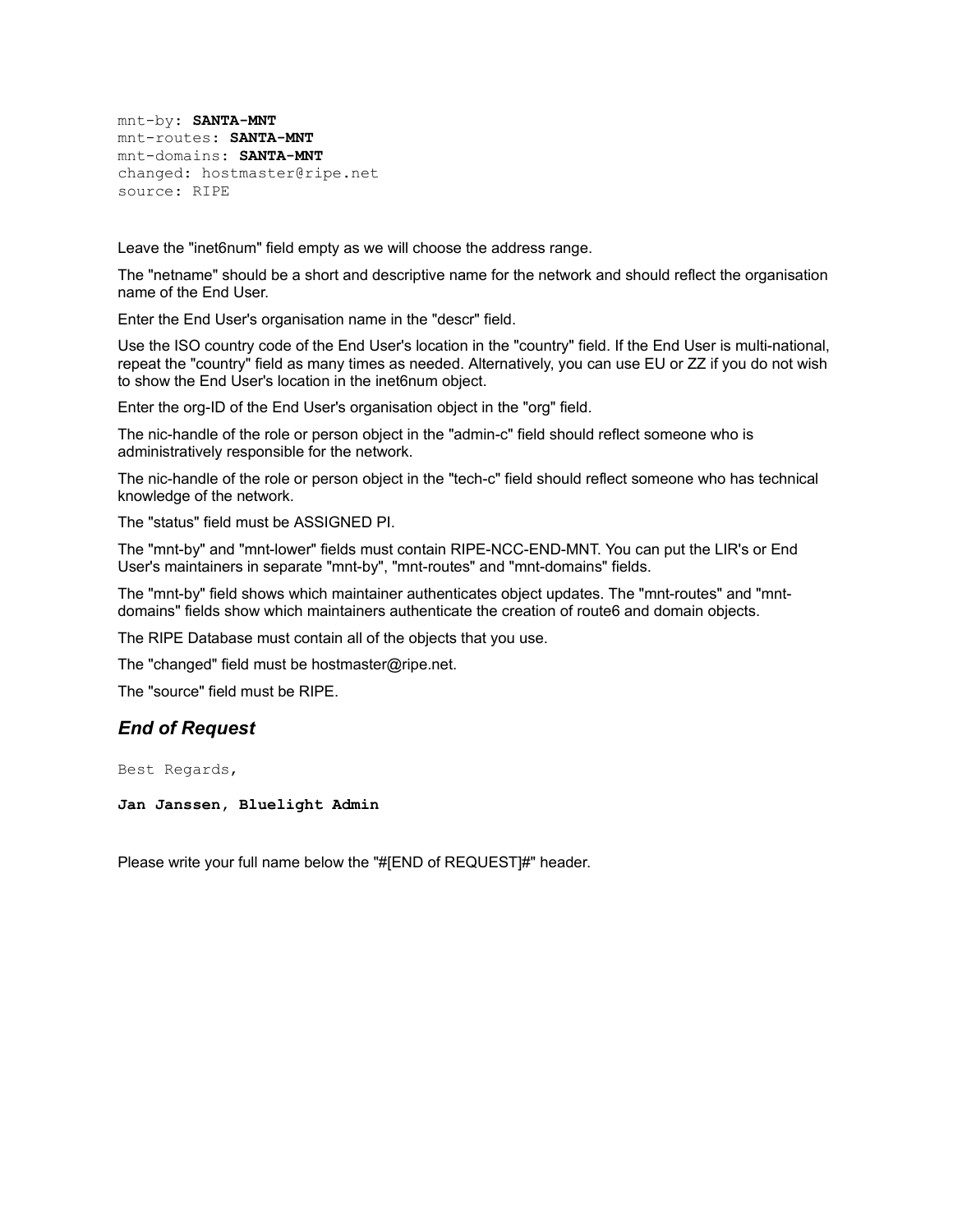```
mnt-by: SANTA-MNT
mnt-routes: SANTA-MNT
mnt-domains: SANTA-MNT
changed: hostmaster@ripe.net
source: RIPE
```

Leave the "inet6num" field empty as we will choose the address range.

The "netname" should be a short and descriptive name for the network and should reflect the organisation name of the End User.

Enter the End User's organisation name in the "descr" field.

Use the ISO country code of the End User's location in the "country" field. If the End User is multi-national, repeat the "country" field as many times as needed. Alternatively, you can use EU or ZZ if you do not wish to show the End User's location in the inet6num object.

Enter the org-ID of the End User's organisation object in the "org" field.

The nic-handle of the role or person object in the "admin-c" field should reflect someone who is administratively responsible for the network.

The nic-handle of the role or person object in the "tech-c" field should reflect someone who has technical knowledge of the network.

The "status" field must be ASSIGNED PI.

The "mnt-by" and "mnt-lower" fields must contain RIPE-NCC-END-MNT. You can put the LIR's or End User's maintainers in separate "mnt-by", "mnt-routes" and "mnt-domains" fields.

The "mnt-by" field shows which maintainer authenticates object updates. The "mnt-routes" and "mnt-domains" fields show which maintainers authenticate the creation of route6 and domain objects.

The RIPE Database must contain all of the objects that you use.

The "changed" field must be hostmaster@ripe.net.

The "source" field must be RIPE.

### *End of Request*

```
Best Regards,

Jan Janssen, Bluelight Admin
```

Please write your full name below the "#[END of REQUEST]#" header.